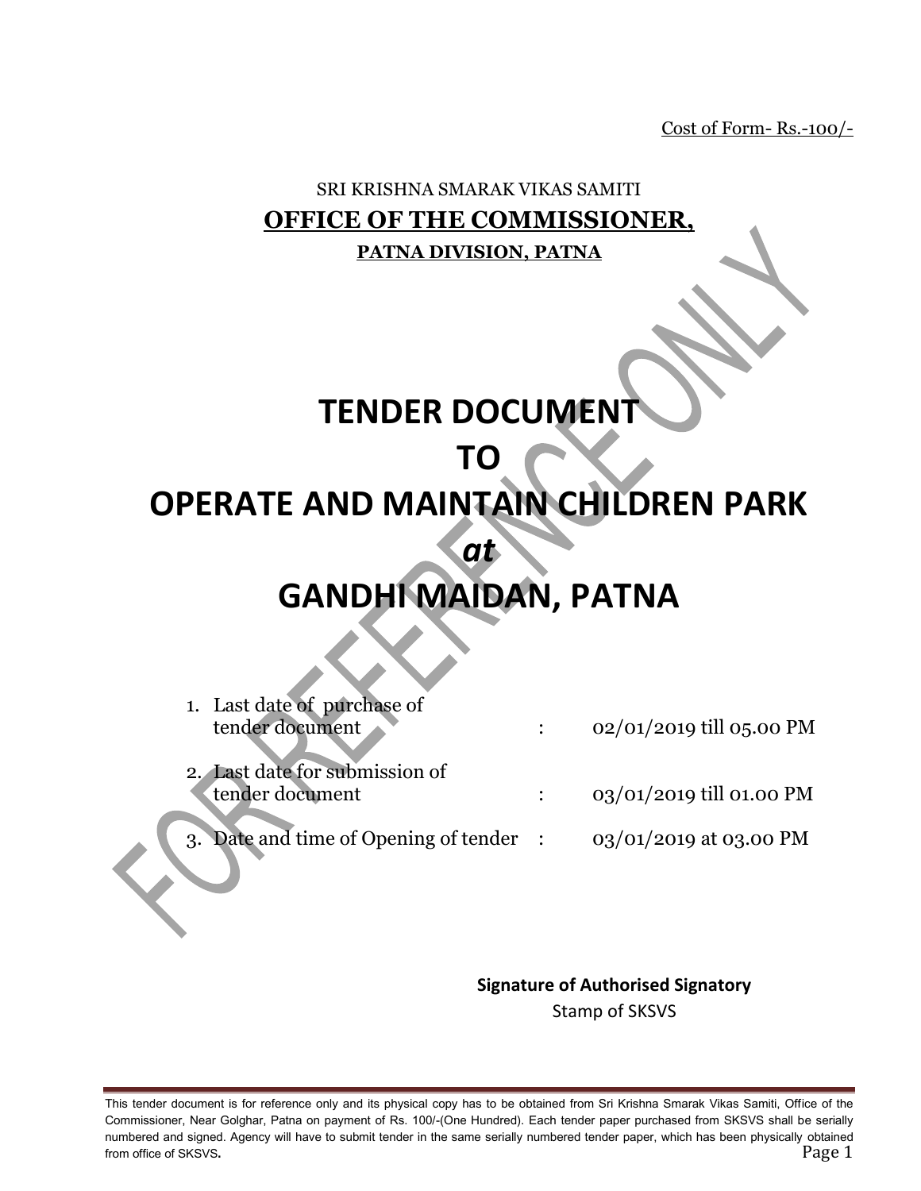Cost of Form- Rs.-100/-

SRI KRISHNA SMARAK VIKAS SAMITI

**OFFICE OF THE COMMISSIONER,**

**PATNA DIVISION, PATNA**

# TENDER DOCUMENT
# TO
# OPERATE AND MAINTAIN CHILDREN PARK
# *at*
# GANDHI MAIDAN, PATNA

1. Last date of purchase of tender document : 02/01/2019 till 05.00 PM
2. Last date for submission of tender document : 03/01/2019 till 01.00 PM
3. Date and time of Opening of tender : 03/01/2019 at 03.00 PM

**Signature of Authorised Signatory**

Stamp of SKSVS

This tender document is for reference only and its physical copy has to be obtained from Sri Krishna Smarak Vikas Samiti, Office of the Commissioner, Near Golghar, Patna on payment of Rs. 100/-(One Hundred). Each tender paper purchased from SKSVS shall be serially numbered and signed. Agency will have to submit tender in the same serially numbered tender paper, which has been physically obtained from office of SKSVS.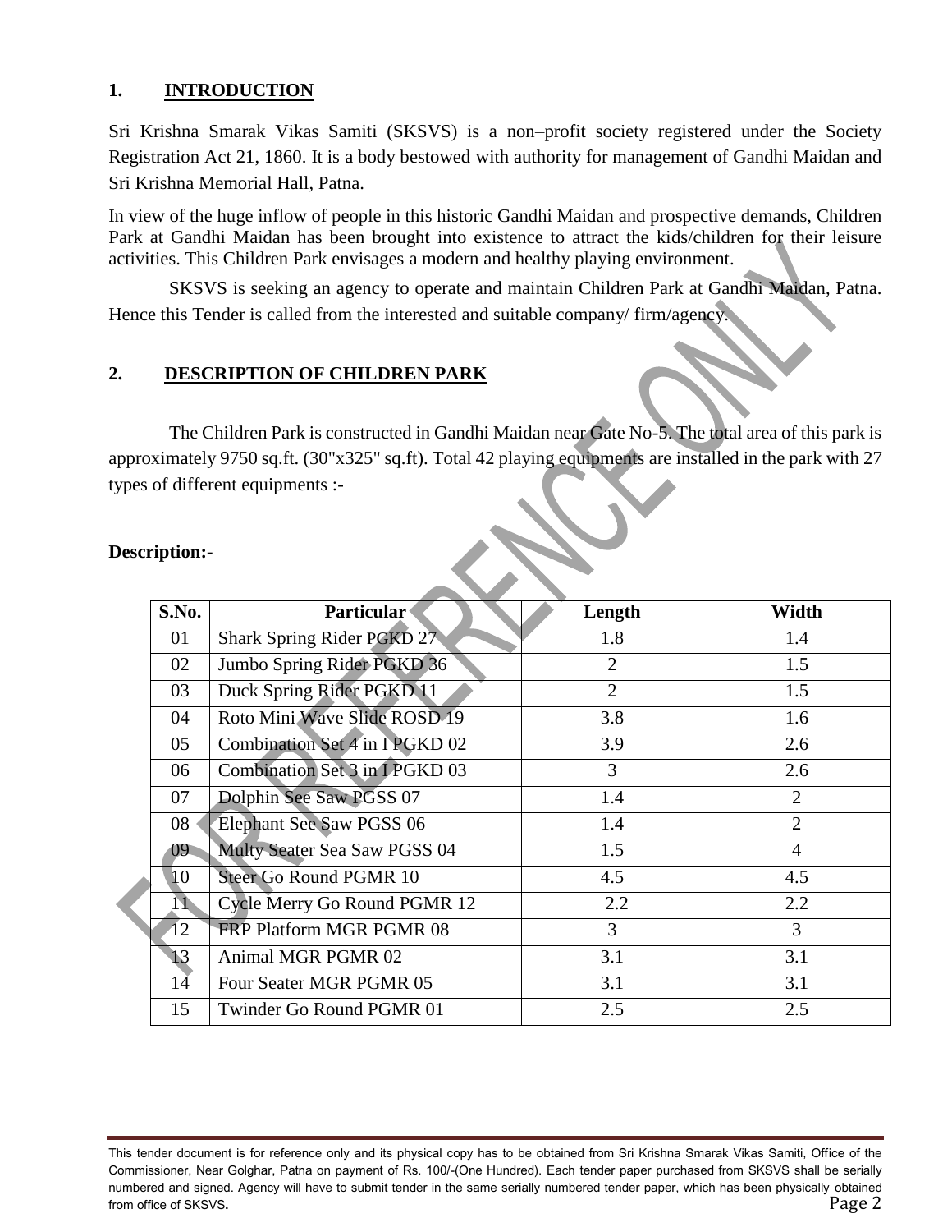## 1. INTRODUCTION

Sri Krishna Smarak Vikas Samiti (SKSVS) is a non–profit society registered under the Society Registration Act 21, 1860. It is a body bestowed with authority for management of Gandhi Maidan and Sri Krishna Memorial Hall, Patna.

In view of the huge inflow of people in this historic Gandhi Maidan and prospective demands, Children Park at Gandhi Maidan has been brought into existence to attract the kids/children for their leisure activities. This Children Park envisages a modern and healthy playing environment.

SKSVS is seeking an agency to operate and maintain Children Park at Gandhi Maidan, Patna. Hence this Tender is called from the interested and suitable company/ firm/agency.

## 2. DESCRIPTION OF CHILDREN PARK

The Children Park is constructed in Gandhi Maidan near Gate No-5. The total area of this park is approximately 9750 sq.ft. (30"x325" sq.ft). Total 42 playing equipments are installed in the park with 27 types of different equipments :-

**Description:-**

| S.No. | Particular | Length | Width |
|---|---|---|---|
| 01 | Shark Spring Rider PGKD 27 | 1.8 | 1.4 |
| 02 | Jumbo Spring Rider PGKD 36 | 2 | 1.5 |
| 03 | Duck Spring Rider PGKD 11 | 2 | 1.5 |
| 04 | Roto Mini Wave Slide ROSD 19 | 3.8 | 1.6 |
| 05 | Combination Set 4 in I PGKD 02 | 3.9 | 2.6 |
| 06 | Combination Set 3 in I PGKD 03 | 3 | 2.6 |
| 07 | Dolphin See Saw PGSS 07 | 1.4 | 2 |
| 08 | Elephant See Saw PGSS 06 | 1.4 | 2 |
| 09 | Multy Seater Sea Saw PGSS 04 | 1.5 | 4 |
| 10 | Steer Go Round PGMR 10 | 4.5 | 4.5 |
| 11 | Cycle Merry Go Round PGMR 12 | 2.2 | 2.2 |
| 12 | FRP Platform MGR PGMR 08 | 3 | 3 |
| 13 | Animal MGR PGMR 02 | 3.1 | 3.1 |
| 14 | Four Seater MGR PGMR 05 | 3.1 | 3.1 |
| 15 | Twinder Go Round PGMR 01 | 2.5 | 2.5 |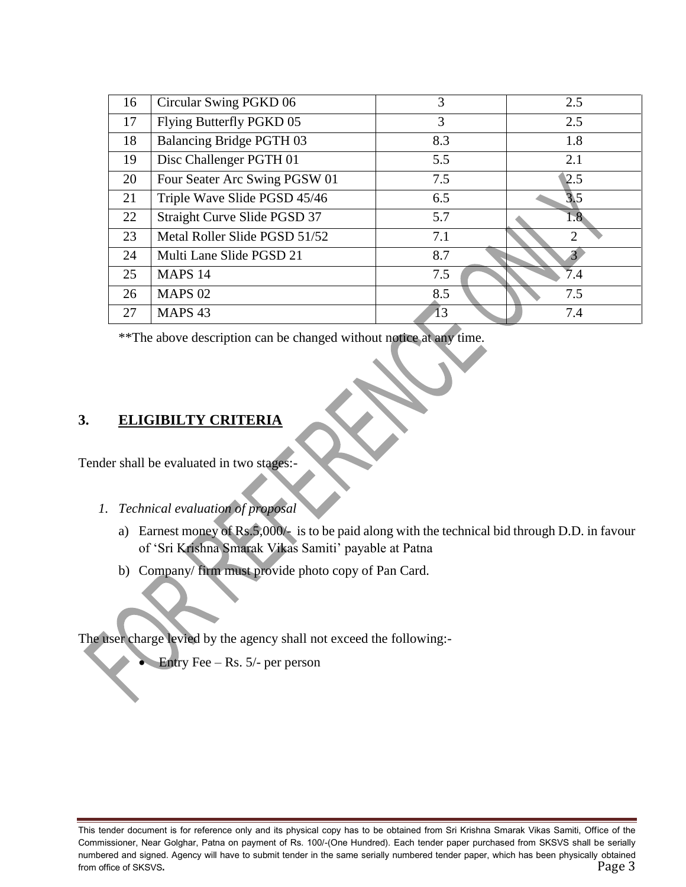| | | | |
|---|---|---|---|
| 16 | Circular Swing PGKD 06 | 3 | 2.5 |
| 17 | Flying Butterfly PGKD 05 | 3 | 2.5 |
| 18 | Balancing Bridge PGTH 03 | 8.3 | 1.8 |
| 19 | Disc Challenger PGTH 01 | 5.5 | 2.1 |
| 20 | Four Seater Arc Swing PGSW 01 | 7.5 | 2.5 |
| 21 | Triple Wave Slide PGSD 45/46 | 6.5 | 3.5 |
| 22 | Straight Curve Slide PGSD 37 | 5.7 | 1.8 |
| 23 | Metal Roller Slide PGSD 51/52 | 7.1 | 2 |
| 24 | Multi Lane Slide PGSD 21 | 8.7 | 3 |
| 25 | MAPS 14 | 7.5 | 7.4 |
| 26 | MAPS 02 | 8.5 | 7.5 |
| 27 | MAPS 43 | 13 | 7.4 |

**The above description can be changed without notice at any time.

## 3. ELIGIBILTY CRITERIA

Tender shall be evaluated in two stages:-

1. *Technical evaluation of proposal*
   a) Earnest money of Rs.5,000/- is to be paid along with the technical bid through D.D. in favour of 'Sri Krishna Smarak Vikas Samiti' payable at Patna
   b) Company/ firm must provide photo copy of Pan Card.

The user charge levied by the agency shall not exceed the following:-

- Entry Fee – Rs. 5/- per person

This tender document is for reference only and its physical copy has to be obtained from Sri Krishna Smarak Vikas Samiti, Office of the Commissioner, Near Golghar, Patna on payment of Rs. 100/-(One Hundred). Each tender paper purchased from SKSVS shall be serially numbered and signed. Agency will have to submit tender in the same serially numbered tender paper, which has been physically obtained from office of SKSVS.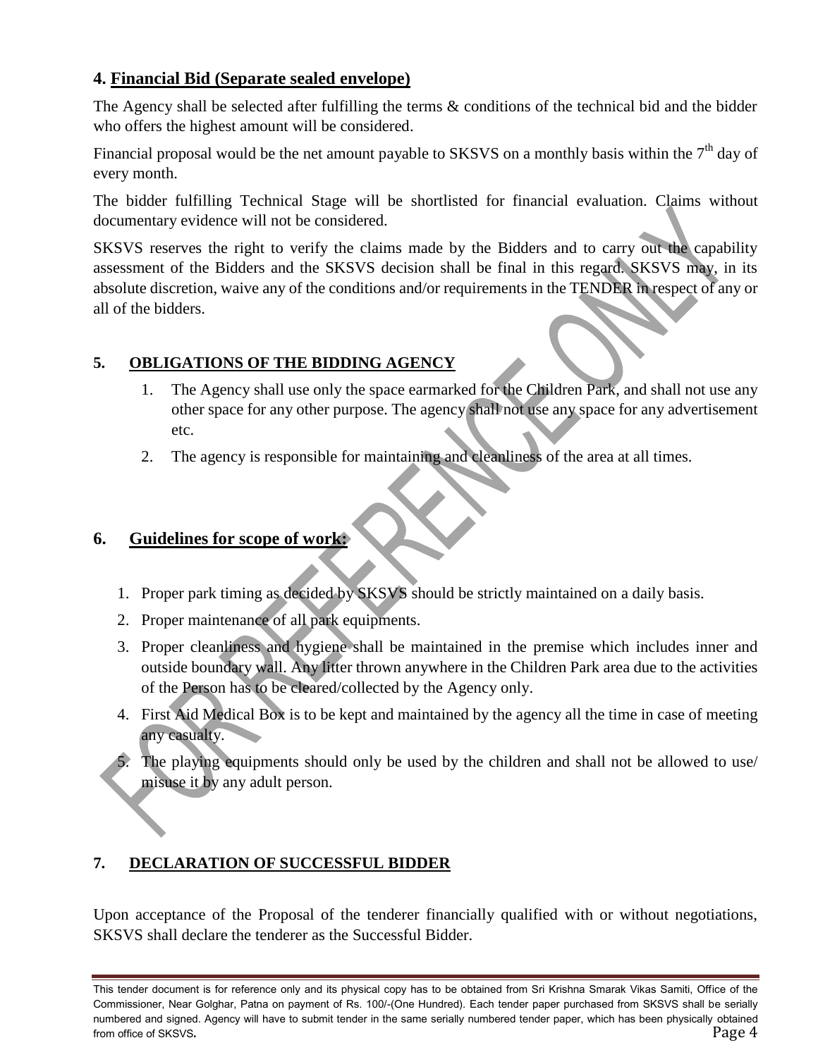## 4. Financial Bid (Separate sealed envelope)

The Agency shall be selected after fulfilling the terms & conditions of the technical bid and the bidder who offers the highest amount will be considered.

Financial proposal would be the net amount payable to SKSVS on a monthly basis within the $7^{th}$ day of every month.

The bidder fulfilling Technical Stage will be shortlisted for financial evaluation. Claims without documentary evidence will not be considered.

SKSVS reserves the right to verify the claims made by the Bidders and to carry out the capability assessment of the Bidders and the SKSVS decision shall be final in this regard. SKSVS may, in its absolute discretion, waive any of the conditions and/or requirements in the TENDER in respect of any or all of the bidders.

## 5. OBLIGATIONS OF THE BIDDING AGENCY

1. The Agency shall use only the space earmarked for the Children Park, and shall not use any other space for any other purpose. The agency shall not use any space for any advertisement etc.
2. The agency is responsible for maintaining and cleanliness of the area at all times.

## 6. Guidelines for scope of work:

1. Proper park timing as decided by SKSVS should be strictly maintained on a daily basis.
2. Proper maintenance of all park equipments.
3. Proper cleanliness and hygiene shall be maintained in the premise which includes inner and outside boundary wall. Any litter thrown anywhere in the Children Park area due to the activities of the Person has to be cleared/collected by the Agency only.
4. First Aid Medical Box is to be kept and maintained by the agency all the time in case of meeting any casualty.
5. The playing equipments should only be used by the children and shall not be allowed to use/ misuse it by any adult person.

## 7. DECLARATION OF SUCCESSFUL BIDDER

Upon acceptance of the Proposal of the tenderer financially qualified with or without negotiations, SKSVS shall declare the tenderer as the Successful Bidder.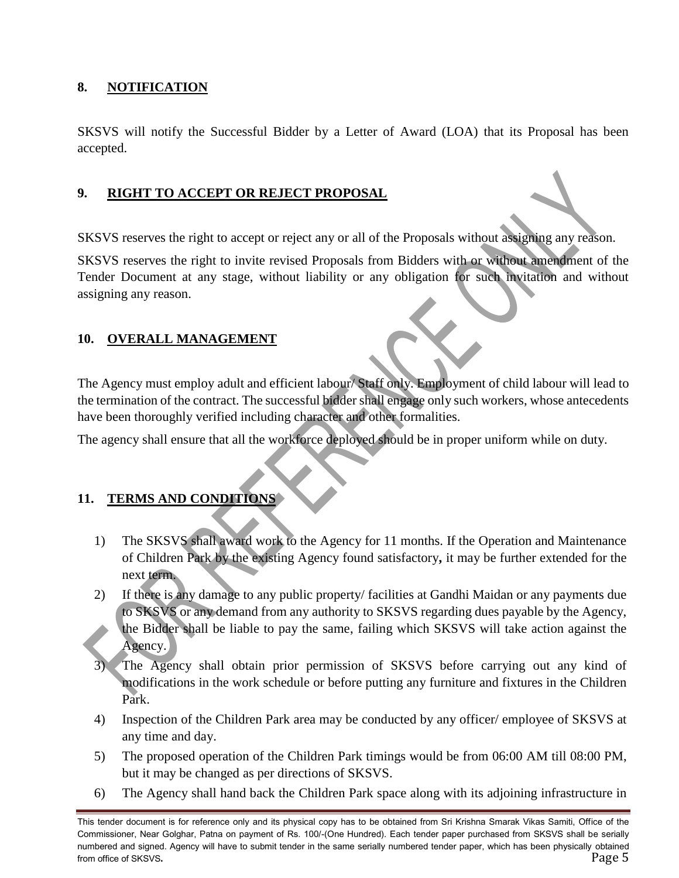## 8. NOTIFICATION

SKSVS will notify the Successful Bidder by a Letter of Award (LOA) that its Proposal has been accepted.

## 9. RIGHT TO ACCEPT OR REJECT PROPOSAL

SKSVS reserves the right to accept or reject any or all of the Proposals without assigning any reason.

SKSVS reserves the right to invite revised Proposals from Bidders with or without amendment of the Tender Document at any stage, without liability or any obligation for such invitation and without assigning any reason.

## 10. OVERALL MANAGEMENT

The Agency must employ adult and efficient labour/ Staff only. Employment of child labour will lead to the termination of the contract. The successful bidder shall engage only such workers, whose antecedents have been thoroughly verified including character and other formalities.

The agency shall ensure that all the workforce deployed should be in proper uniform while on duty.

## 11. TERMS AND CONDITIONS

1) The SKSVS shall award work to the Agency for 11 months. If the Operation and Maintenance of Children Park by the existing Agency found satisfactory**,** it may be further extended for the next term.
2) If there is any damage to any public property/ facilities at Gandhi Maidan or any payments due to SKSVS or any demand from any authority to SKSVS regarding dues payable by the Agency, the Bidder shall be liable to pay the same, failing which SKSVS will take action against the Agency.
3) The Agency shall obtain prior permission of SKSVS before carrying out any kind of modifications in the work schedule or before putting any furniture and fixtures in the Children Park.
4) Inspection of the Children Park area may be conducted by any officer/ employee of SKSVS at any time and day.
5) The proposed operation of the Children Park timings would be from 06:00 AM till 08:00 PM, but it may be changed as per directions of SKSVS.
6) The Agency shall hand back the Children Park space along with its adjoining infrastructure in

This tender document is for reference only and its physical copy has to be obtained from Sri Krishna Smarak Vikas Samiti, Office of the Commissioner, Near Golghar, Patna on payment of Rs. 100/-(One Hundred). Each tender paper purchased from SKSVS shall be serially numbered and signed. Agency will have to submit tender in the same serially numbered tender paper, which has been physically obtained from office of SKSVS**.**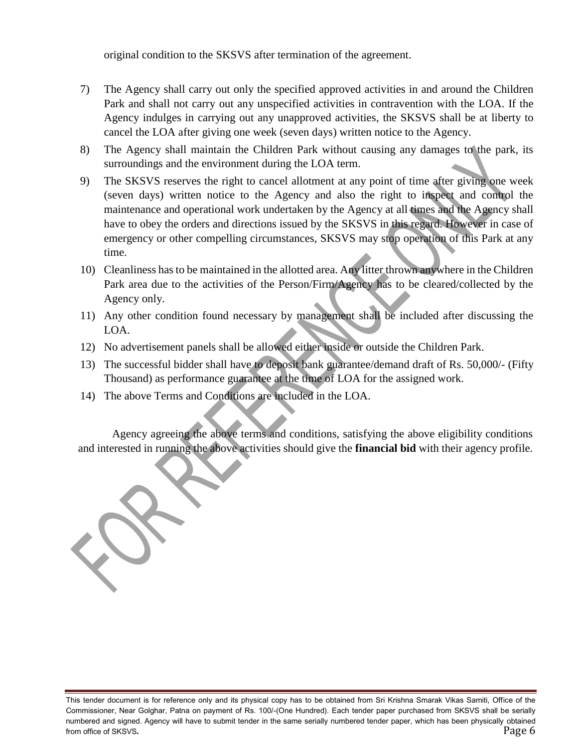original condition to the SKSVS after termination of the agreement.

7) The Agency shall carry out only the specified approved activities in and around the Children Park and shall not carry out any unspecified activities in contravention with the LOA. If the Agency indulges in carrying out any unapproved activities, the SKSVS shall be at liberty to cancel the LOA after giving one week (seven days) written notice to the Agency.
8) The Agency shall maintain the Children Park without causing any damages to the park, its surroundings and the environment during the LOA term.
9) The SKSVS reserves the right to cancel allotment at any point of time after giving one week (seven days) written notice to the Agency and also the right to inspect and control the maintenance and operational work undertaken by the Agency at all times and the Agency shall have to obey the orders and directions issued by the SKSVS in this regard. However in case of emergency or other compelling circumstances, SKSVS may stop operation of this Park at any time.
10) Cleanliness has to be maintained in the allotted area. Any litter thrown anywhere in the Children Park area due to the activities of the Person/Firm/Agency has to be cleared/collected by the Agency only.
11) Any other condition found necessary by management shall be included after discussing the LOA.
12) No advertisement panels shall be allowed either inside or outside the Children Park.
13) The successful bidder shall have to deposit bank guarantee/demand draft of Rs. 50,000/- (Fifty Thousand) as performance guarantee at the time of LOA for the assigned work.
14) The above Terms and Conditions are included in the LOA.

Agency agreeing the above terms and conditions, satisfying the above eligibility conditions and interested in running the above activities should give the **financial bid** with their agency profile.

This tender document is for reference only and its physical copy has to be obtained from Sri Krishna Smarak Vikas Samiti, Office of the Commissioner, Near Golghar, Patna on payment of Rs. 100/-(One Hundred). Each tender paper purchased from SKSVS shall be serially numbered and signed. Agency will have to submit tender in the same serially numbered tender paper, which has been physically obtained from office of SKSVS.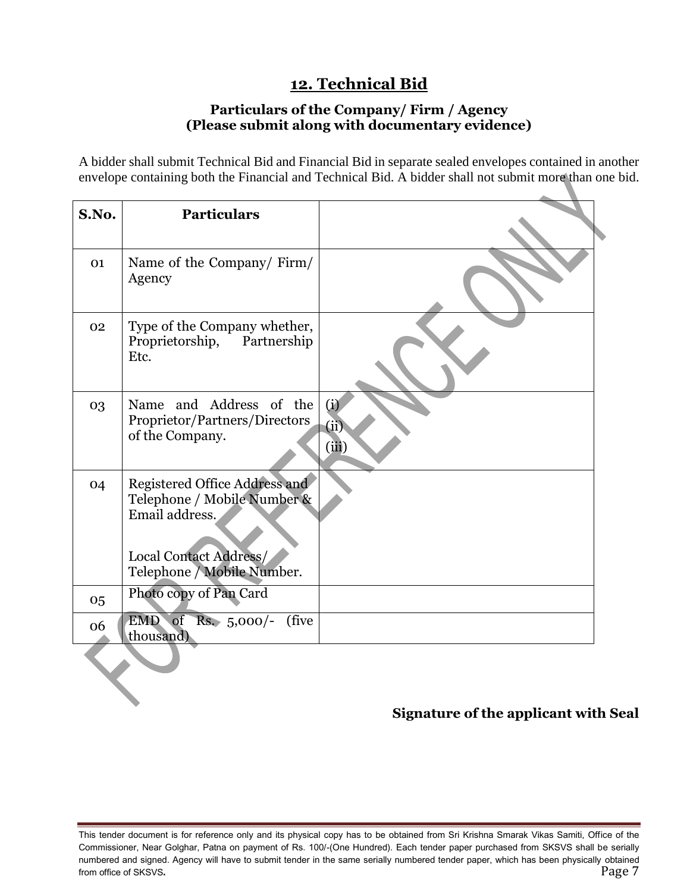## 12. Technical Bid

### Particulars of the Company/ Firm / Agency (Please submit along with documentary evidence)

A bidder shall submit Technical Bid and Financial Bid in separate sealed envelopes contained in another envelope containing both the Financial and Technical Bid. A bidder shall not submit more than one bid.

| S.No. | Particulars | |
|---|---|---|
| 01 | Name of the Company/ Firm/ Agency | |
| 02 | Type of the Company whether, Proprietorship, Partnership Etc. | |
| 03 | Name and Address of the Proprietor/Partners/Directors of the Company. | (i)<br>(ii)<br>(iii) |
| 04 | Registered Office Address and Telephone / Mobile Number & Email address.<br><br>Local Contact Address/ Telephone / Mobile Number. | |
| 05 | Photo copy of Pan Card | |
| 06 | EMD of Rs. 5,000/- (five thousand) | |

**Signature of the applicant with Seal**

This tender document is for reference only and its physical copy has to be obtained from Sri Krishna Smarak Vikas Samiti, Office of the Commissioner, Near Golghar, Patna on payment of Rs. 100/-(One Hundred). Each tender paper purchased from SKSVS shall be serially numbered and signed. Agency will have to submit tender in the same serially numbered tender paper, which has been physically obtained from office of SKSVS.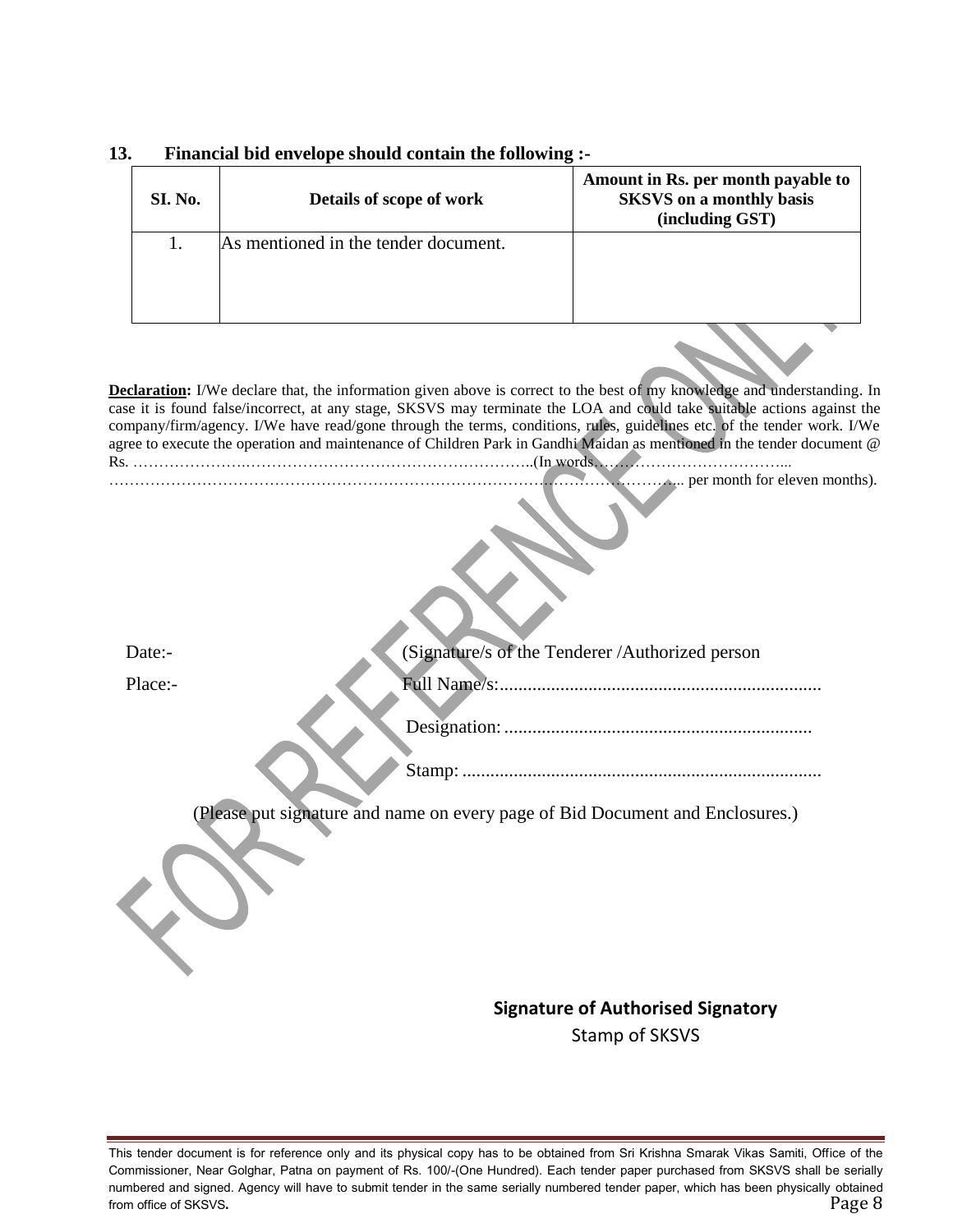### 13. Financial bid envelope should contain the following :-

| SI. No. | Details of scope of work | Amount in Rs. per month payable to SKSVS on a monthly basis (including GST) |
|---|---|---|
| 1. | As mentioned in the tender document. | |

**Declaration:** I/We declare that, the information given above is correct to the best of my knowledge and understanding. In case it is found false/incorrect, at any stage, SKSVS may terminate the LOA and could take suitable actions against the company/firm/agency. I/We have read/gone through the terms, conditions, rules, guidelines etc. of the tender work. I/We agree to execute the operation and maintenance of Children Park in Gandhi Maidan as mentioned in the tender document @ Rs. ………………….……………………………………………………..(In words………………………………... ……………………………………………………………………………………………………... per month for eleven months).

Date:- (Signature/s of the Tenderer /Authorized person

Place:- Full Name/s:.....................................................................

Designation:.................................................................

Stamp:............................................................................

(Please put signature and name on every page of Bid Document and Enclosures.)

**Signature of Authorised Signatory**

Stamp of SKSVS

This tender document is for reference only and its physical copy has to be obtained from Sri Krishna Smarak Vikas Samiti, Office of the Commissioner, Near Golghar, Patna on payment of Rs. 100/-(One Hundred). Each tender paper purchased from SKSVS shall be serially numbered and signed. Agency will have to submit tender in the same serially numbered tender paper, which has been physically obtained from office of SKSVS.